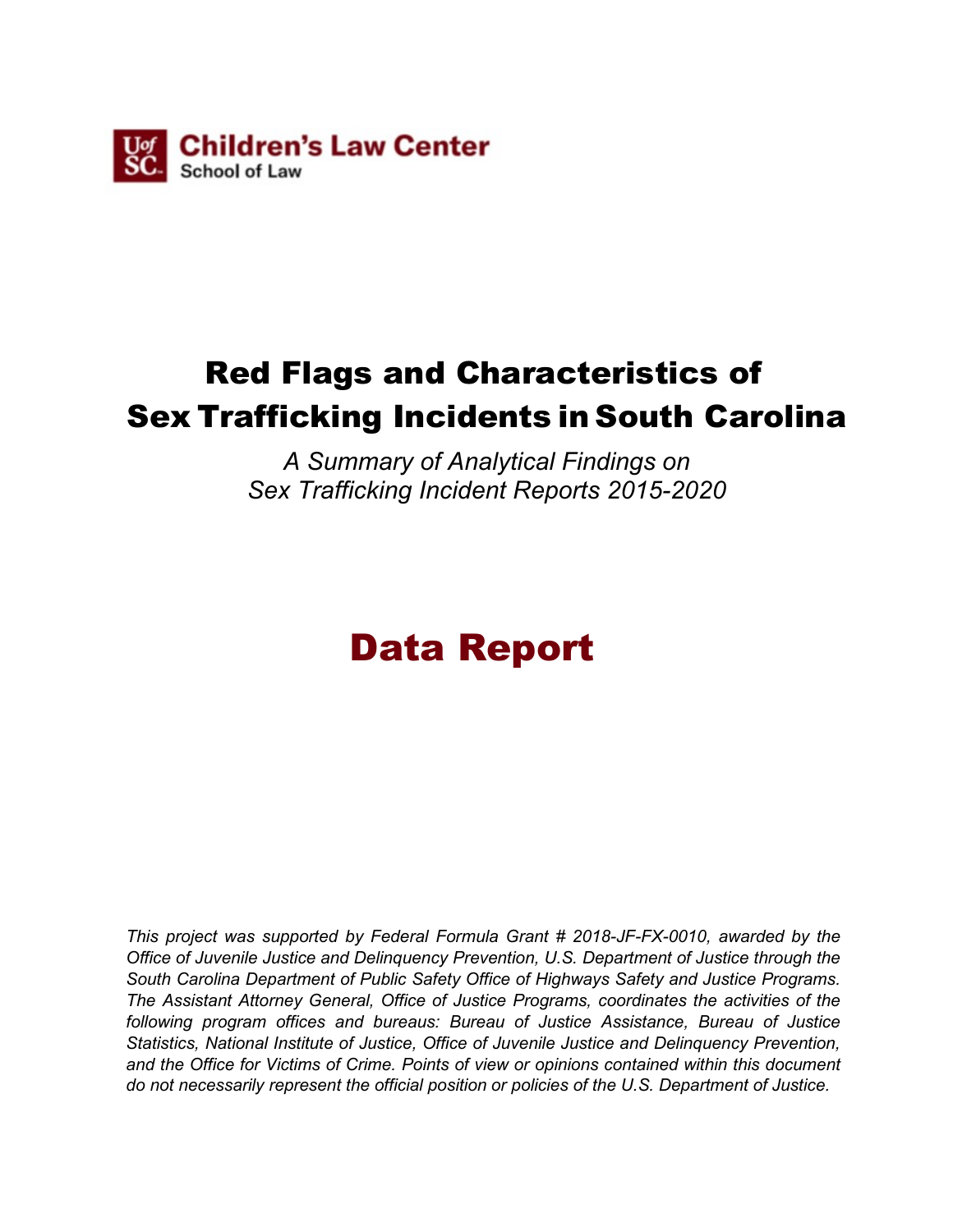Children's Law Center
School of Law

# Red Flags and Characteristics of Sex Trafficking Incidents in South Carolina

*A Summary of Analytical Findings on Sex Trafficking Incident Reports 2015-2020*

# Data Report

*This project was supported by Federal Formula Grant # 2018-JF-FX-0010, awarded by the Office of Juvenile Justice and Delinquency Prevention, U.S. Department of Justice through the South Carolina Department of Public Safety Office of Highways Safety and Justice Programs. The Assistant Attorney General, Office of Justice Programs, coordinates the activities of the following program offices and bureaus: Bureau of Justice Assistance, Bureau of Justice Statistics, National Institute of Justice, Office of Juvenile Justice and Delinquency Prevention, and the Office for Victims of Crime. Points of view or opinions contained within this document do not necessarily represent the official position or policies of the U.S. Department of Justice.*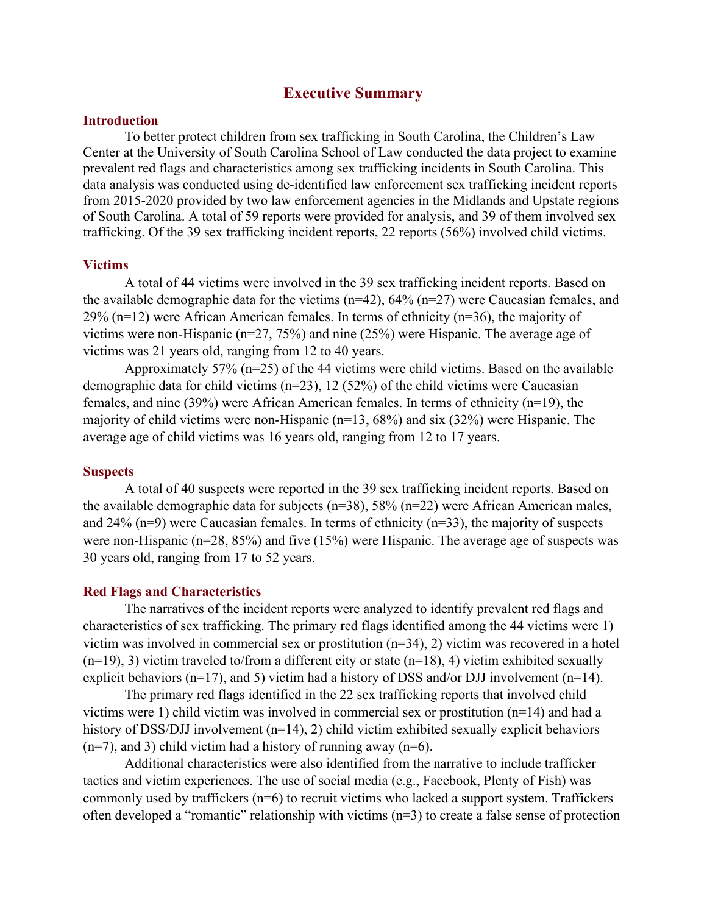# Executive Summary

## Introduction

To better protect children from sex trafficking in South Carolina, the Children's Law Center at the University of South Carolina School of Law conducted the data project to examine prevalent red flags and characteristics among sex trafficking incidents in South Carolina. This data analysis was conducted using de-identified law enforcement sex trafficking incident reports from 2015-2020 provided by two law enforcement agencies in the Midlands and Upstate regions of South Carolina. A total of 59 reports were provided for analysis, and 39 of them involved sex trafficking. Of the 39 sex trafficking incident reports, 22 reports (56%) involved child victims.

## Victims

A total of 44 victims were involved in the 39 sex trafficking incident reports. Based on the available demographic data for the victims (n=42), 64% (n=27) were Caucasian females, and 29% (n=12) were African American females. In terms of ethnicity (n=36), the majority of victims were non-Hispanic (n=27, 75%) and nine (25%) were Hispanic. The average age of victims was 21 years old, ranging from 12 to 40 years.

Approximately 57% (n=25) of the 44 victims were child victims. Based on the available demographic data for child victims (n=23), 12 (52%) of the child victims were Caucasian females, and nine (39%) were African American females. In terms of ethnicity (n=19), the majority of child victims were non-Hispanic (n=13, 68%) and six (32%) were Hispanic. The average age of child victims was 16 years old, ranging from 12 to 17 years.

## Suspects

A total of 40 suspects were reported in the 39 sex trafficking incident reports. Based on the available demographic data for subjects (n=38), 58% (n=22) were African American males, and 24% (n=9) were Caucasian females. In terms of ethnicity (n=33), the majority of suspects were non-Hispanic (n=28, 85%) and five (15%) were Hispanic. The average age of suspects was 30 years old, ranging from 17 to 52 years.

## Red Flags and Characteristics

The narratives of the incident reports were analyzed to identify prevalent red flags and characteristics of sex trafficking. The primary red flags identified among the 44 victims were 1) victim was involved in commercial sex or prostitution (n=34), 2) victim was recovered in a hotel (n=19), 3) victim traveled to/from a different city or state (n=18), 4) victim exhibited sexually explicit behaviors (n=17), and 5) victim had a history of DSS and/or DJJ involvement (n=14).

The primary red flags identified in the 22 sex trafficking reports that involved child victims were 1) child victim was involved in commercial sex or prostitution (n=14) and had a history of DSS/DJJ involvement (n=14), 2) child victim exhibited sexually explicit behaviors (n=7), and 3) child victim had a history of running away (n=6).

Additional characteristics were also identified from the narrative to include trafficker tactics and victim experiences. The use of social media (e.g., Facebook, Plenty of Fish) was commonly used by traffickers (n=6) to recruit victims who lacked a support system. Traffickers often developed a "romantic" relationship with victims (n=3) to create a false sense of protection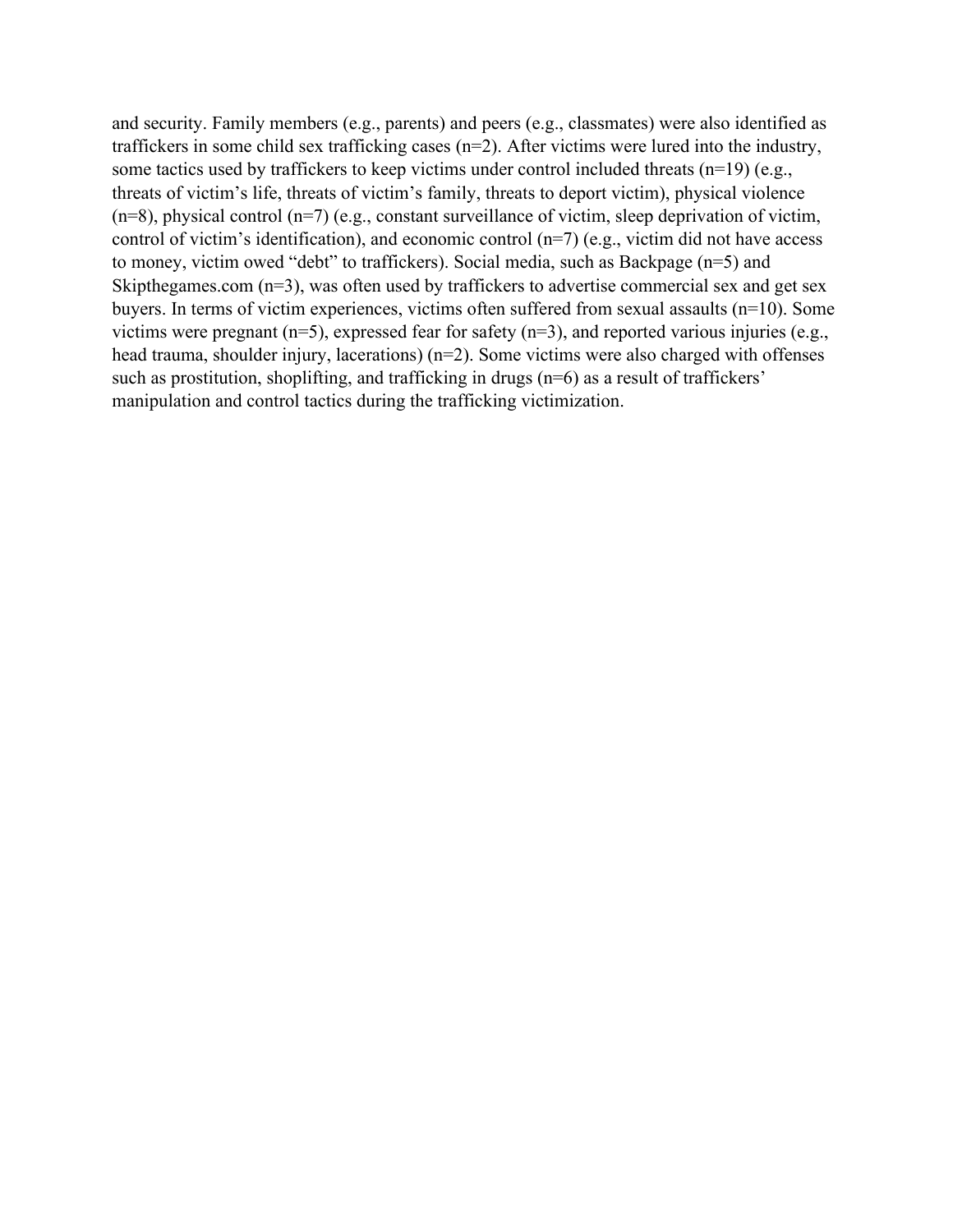and security. Family members (e.g., parents) and peers (e.g., classmates) were also identified as traffickers in some child sex trafficking cases (n=2). After victims were lured into the industry, some tactics used by traffickers to keep victims under control included threats (n=19) (e.g., threats of victim's life, threats of victim's family, threats to deport victim), physical violence (n=8), physical control (n=7) (e.g., constant surveillance of victim, sleep deprivation of victim, control of victim's identification), and economic control (n=7) (e.g., victim did not have access to money, victim owed "debt" to traffickers). Social media, such as Backpage (n=5) and Skipthegames.com (n=3), was often used by traffickers to advertise commercial sex and get sex buyers. In terms of victim experiences, victims often suffered from sexual assaults (n=10). Some victims were pregnant (n=5), expressed fear for safety (n=3), and reported various injuries (e.g., head trauma, shoulder injury, lacerations) (n=2). Some victims were also charged with offenses such as prostitution, shoplifting, and trafficking in drugs (n=6) as a result of traffickers' manipulation and control tactics during the trafficking victimization.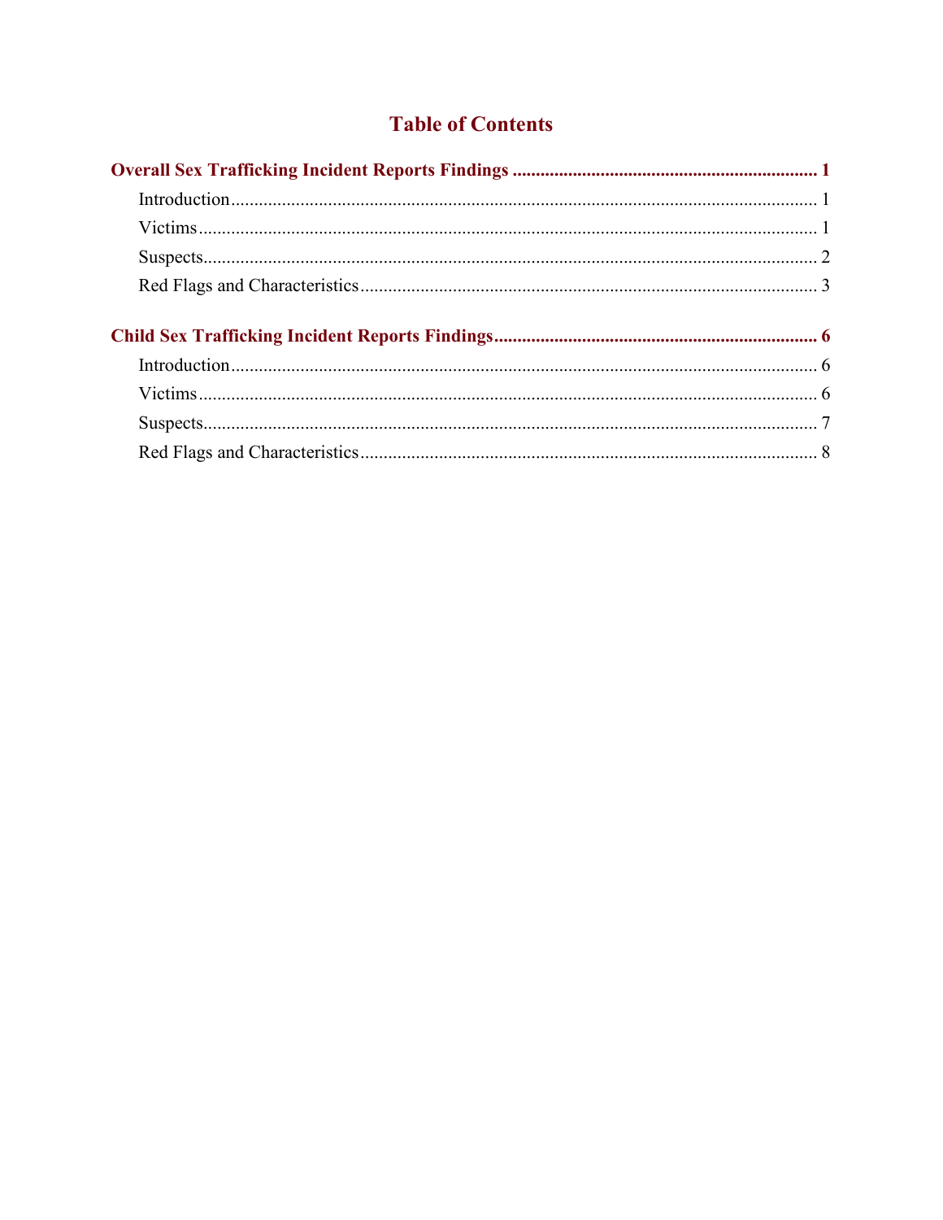# Table of Contents

**Overall Sex Trafficking Incident Reports Findings** .......... 1

- Introduction .......... 1
- Victims .......... 1
- Suspects .......... 2
- Red Flags and Characteristics .......... 3

**Child Sex Trafficking Incident Reports Findings** .......... 6

- Introduction .......... 6
- Victims .......... 6
- Suspects .......... 7
- Red Flags and Characteristics .......... 8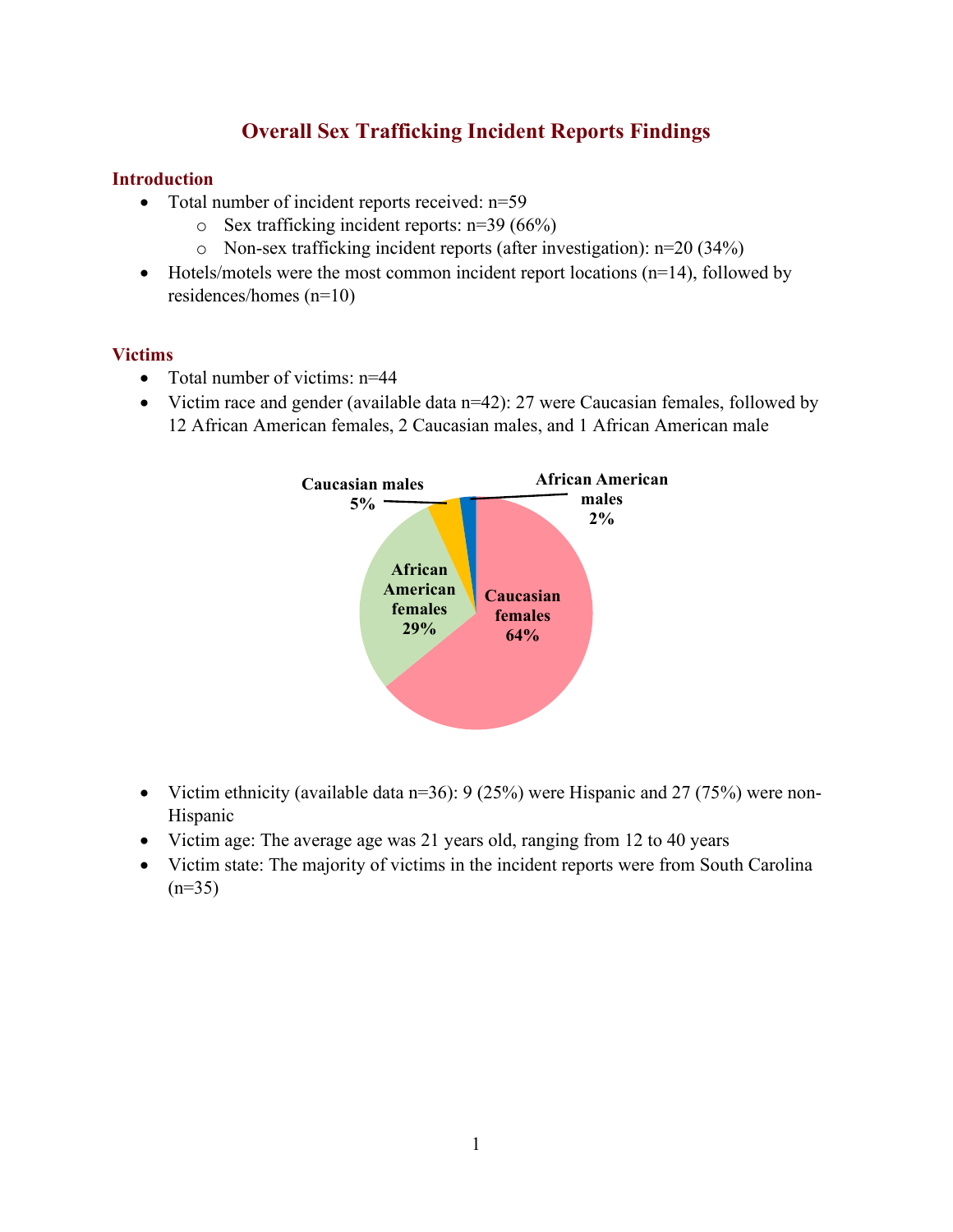# Overall Sex Trafficking Incident Reports Findings

## Introduction

- Total number of incident reports received: n=59
  - Sex trafficking incident reports: n=39 (66%)
  - Non-sex trafficking incident reports (after investigation): n=20 (34%)
- Hotels/motels were the most common incident report locations (n=14), followed by residences/homes (n=10)

## Victims

- Total number of victims: n=44
- Victim race and gender (available data n=42): 27 were Caucasian females, followed by 12 African American females, 2 Caucasian males, and 1 African American male

Caucasian females 64%; African American females 29%; Caucasian males 5%; African American males 2%

- Victim ethnicity (available data n=36): 9 (25%) were Hispanic and 27 (75%) were non-Hispanic
- Victim age: The average age was 21 years old, ranging from 12 to 40 years
- Victim state: The majority of victims in the incident reports were from South Carolina (n=35)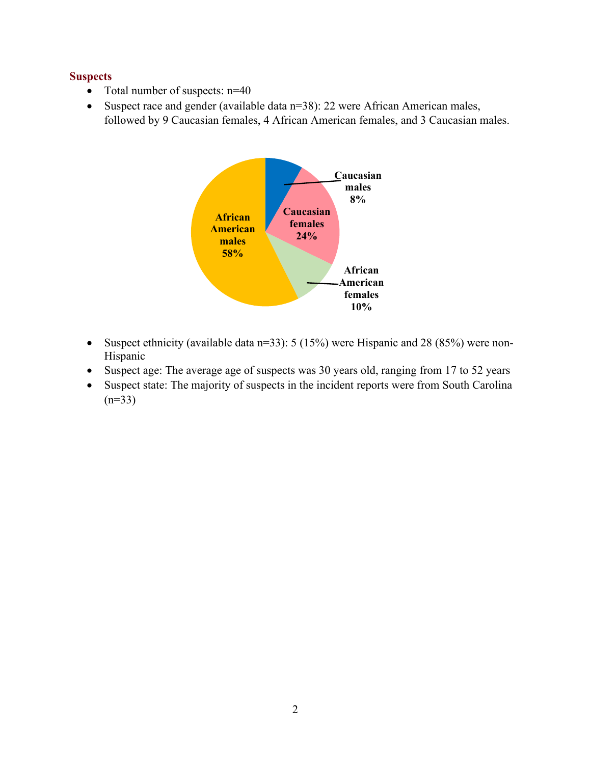### Suspects

- Total number of suspects: n=40
- Suspect race and gender (available data n=38): 22 were African American males, followed by 9 Caucasian females, 4 African American females, and 3 Caucasian males.

- Suspect ethnicity (available data n=33): 5 (15%) were Hispanic and 28 (85%) were non-Hispanic
- Suspect age: The average age of suspects was 30 years old, ranging from 17 to 52 years
- Suspect state: The majority of suspects in the incident reports were from South Carolina (n=33)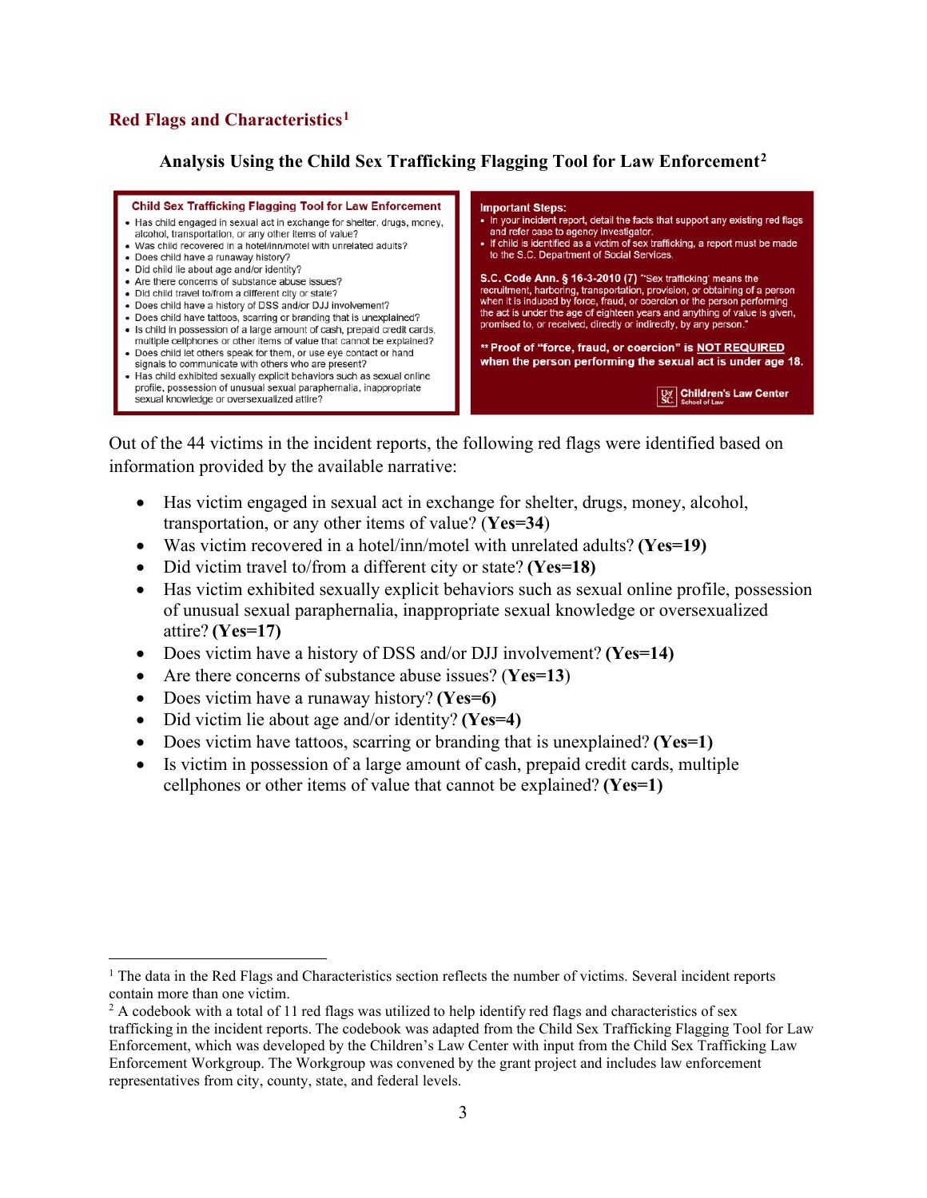## Red Flags and Characteristics[1]

### Analysis Using the Child Sex Trafficking Flagging Tool for Law Enforcement[2]

**Child Sex Trafficking Flagging Tool for Law Enforcement**

- Has child engaged in sexual act in exchange for shelter, drugs, money, alcohol, transportation, or any other items of value?
- Was child recovered in a hotel/inn/motel with unrelated adults?
- Does child have a runaway history?
- Did child lie about age and/or identity?
- Are there concerns of substance abuse issues?
- Did child travel to/from a different city or state?
- Does child have a history of DSS and/or DJJ involvement?
- Does child have tattoos, scarring or branding that is unexplained?
- Is child in possession of a large amount of cash, prepaid credit cards, multiple cellphones or other items of value that cannot be explained?
- Does child let others speak for them, or use eye contact or hand signals to communicate with others who are present?
- Has child exhibited sexually explicit behaviors such as sexual online profile, possession of unusual sexual paraphernalia, inappropriate sexual knowledge or oversexualized attire?

**Important Steps:**

- In your incident report, detail the facts that support any existing red flags and refer case to agency investigator.
- If child is identified as a victim of sex trafficking, a report must be made to the S.C. Department of Social Services.

**S.C. Code Ann. § 16-3-2010 (7)** "'Sex trafficking' means the recruitment, harboring, transportation, provision, or obtaining of a person when it is induced by force, fraud, or coercion or the person performing the act is under the age of eighteen years and anything of value is given, promised to, or received, directly or indirectly, by any person."

**** Proof of "force, fraud, or coercion" is NOT REQUIRED when the person performing the sexual act is under age 18.**

Children's Law Center, School of Law

Out of the 44 victims in the incident reports, the following red flags were identified based on information provided by the available narrative:

- Has victim engaged in sexual act in exchange for shelter, drugs, money, alcohol, transportation, or any other items of value? (**Yes=34**)
- Was victim recovered in a hotel/inn/motel with unrelated adults? **(Yes=19)**
- Did victim travel to/from a different city or state? **(Yes=18)**
- Has victim exhibited sexually explicit behaviors such as sexual online profile, possession of unusual sexual paraphernalia, inappropriate sexual knowledge or oversexualized attire? **(Yes=17)**
- Does victim have a history of DSS and/or DJJ involvement? **(Yes=14)**
- Are there concerns of substance abuse issues? (**Yes=13**)
- Does victim have a runaway history? **(Yes=6)**
- Did victim lie about age and/or identity? **(Yes=4)**
- Does victim have tattoos, scarring or branding that is unexplained? **(Yes=1)**
- Is victim in possession of a large amount of cash, prepaid credit cards, multiple cellphones or other items of value that cannot be explained? **(Yes=1)**

---

[1] The data in the Red Flags and Characteristics section reflects the number of victims. Several incident reports contain more than one victim.

[2] A codebook with a total of 11 red flags was utilized to help identify red flags and characteristics of sex trafficking in the incident reports. The codebook was adapted from the Child Sex Trafficking Flagging Tool for Law Enforcement, which was developed by the Children's Law Center with input from the Child Sex Trafficking Law Enforcement Workgroup. The Workgroup was convened by the grant project and includes law enforcement representatives from city, county, state, and federal levels.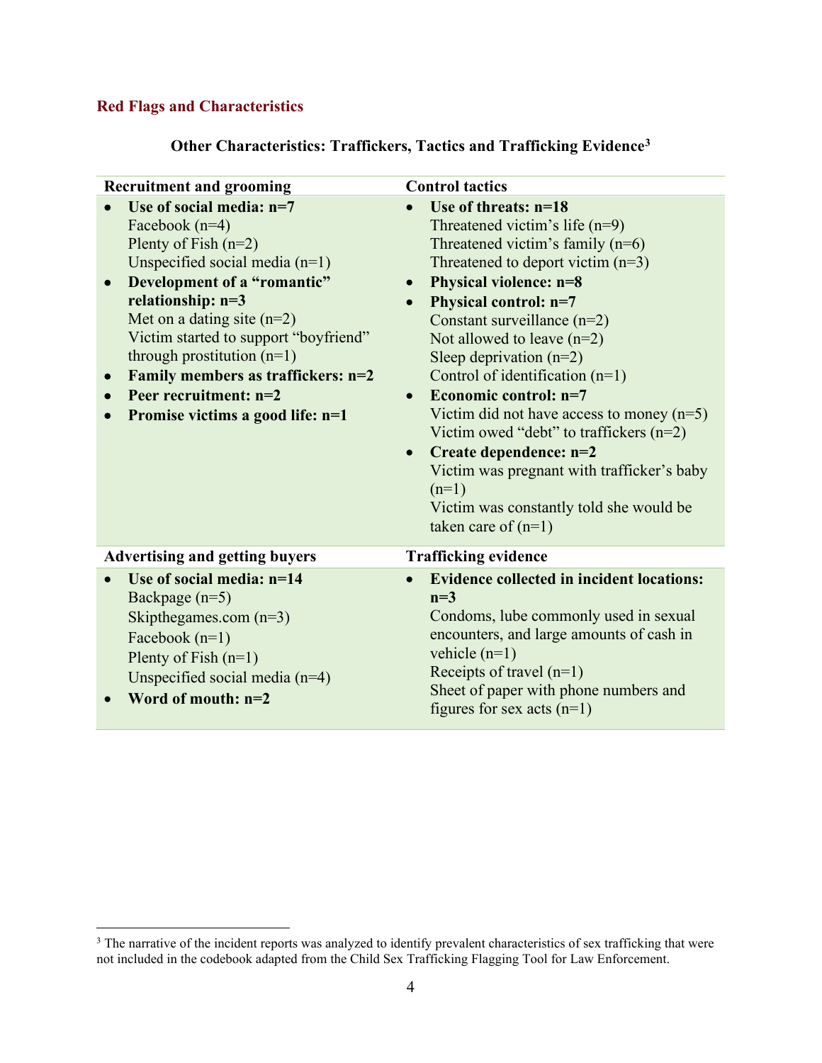## Red Flags and Characteristics

### Other Characteristics: Traffickers, Tactics and Trafficking Evidence[3]

| Recruitment and grooming | Control tactics |
|---|---|
| • **Use of social media: n=7**<br>Facebook (n=4)<br>Plenty of Fish (n=2)<br>Unspecified social media (n=1)<br>• **Development of a "romantic" relationship: n=3**<br>Met on a dating site (n=2)<br>Victim started to support "boyfriend" through prostitution (n=1)<br>• **Family members as traffickers: n=2**<br>• **Peer recruitment: n=2**<br>• **Promise victims a good life: n=1** | • **Use of threats: n=18**<br>Threatened victim's life (n=9)<br>Threatened victim's family (n=6)<br>Threatened to deport victim (n=3)<br>• **Physical violence: n=8**<br>• **Physical control: n=7**<br>Constant surveillance (n=2)<br>Not allowed to leave (n=2)<br>Sleep deprivation (n=2)<br>Control of identification (n=1)<br>• **Economic control: n=7**<br>Victim did not have access to money (n=5)<br>Victim owed "debt" to traffickers (n=2)<br>• **Create dependence: n=2**<br>Victim was pregnant with trafficker's baby (n=1)<br>Victim was constantly told she would be taken care of (n=1) |
| **Advertising and getting buyers** | **Trafficking evidence** |
| • **Use of social media: n=14**<br>Backpage (n=5)<br>Skipthegames.com (n=3)<br>Facebook (n=1)<br>Plenty of Fish (n=1)<br>Unspecified social media (n=4)<br>• **Word of mouth: n=2** | • **Evidence collected in incident locations: n=3**<br>Condoms, lube commonly used in sexual encounters, and large amounts of cash in vehicle (n=1)<br>Receipts of travel (n=1)<br>Sheet of paper with phone numbers and figures for sex acts (n=1) |

[3] The narrative of the incident reports was analyzed to identify prevalent characteristics of sex trafficking that were not included in the codebook adapted from the Child Sex Trafficking Flagging Tool for Law Enforcement.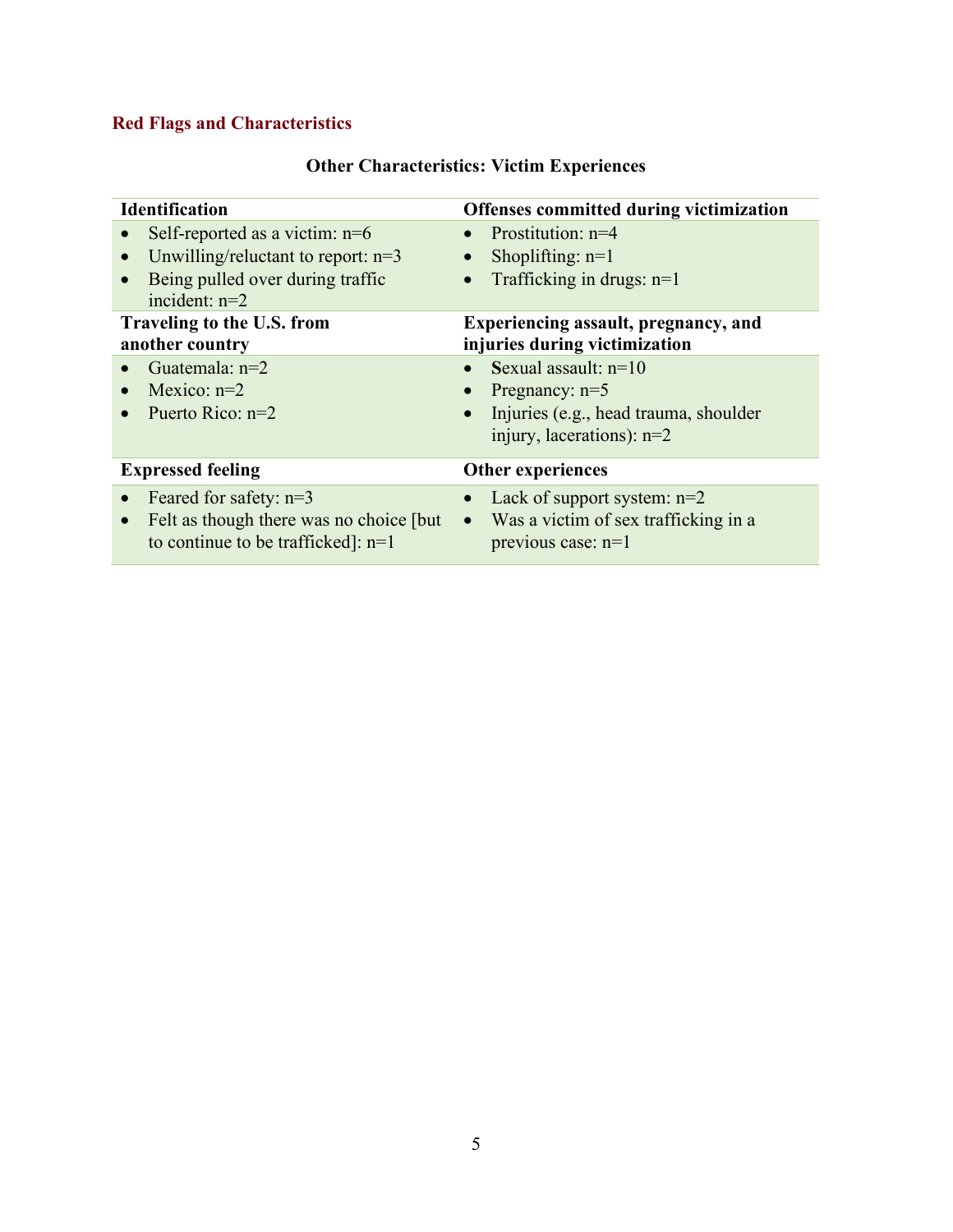## Red Flags and Characteristics

**Other Characteristics: Victim Experiences**

| Identification | Offenses committed during victimization |
|---|---|
| • Self-reported as a victim: n=6<br>• Unwilling/reluctant to report: n=3<br>• Being pulled over during traffic incident: n=2 | • Prostitution: n=4<br>• Shoplifting: n=1<br>• Trafficking in drugs: n=1 |
| **Traveling to the U.S. from another country** | **Experiencing assault, pregnancy, and injuries during victimization** |
| • Guatemala: n=2<br>• Mexico: n=2<br>• Puerto Rico: n=2 | • Sexual assault: n=10<br>• Pregnancy: n=5<br>• Injuries (e.g., head trauma, shoulder injury, lacerations): n=2 |
| **Expressed feeling** | **Other experiences** |
| • Feared for safety: n=3<br>• Felt as though there was no choice [but to continue to be trafficked]: n=1 | • Lack of support system: n=2<br>• Was a victim of sex trafficking in a previous case: n=1 |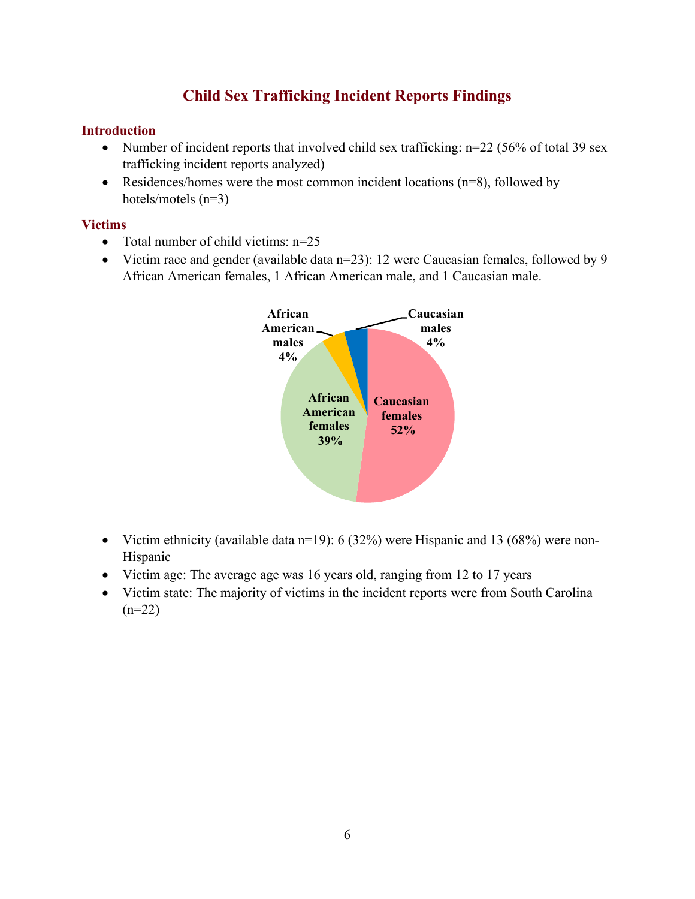# Child Sex Trafficking Incident Reports Findings

## Introduction

- Number of incident reports that involved child sex trafficking: n=22 (56% of total 39 sex trafficking incident reports analyzed)
- Residences/homes were the most common incident locations (n=8), followed by hotels/motels (n=3)

## Victims

- Total number of child victims: n=25
- Victim race and gender (available data n=23): 12 were Caucasian females, followed by 9 African American females, 1 African American male, and 1 Caucasian male.

| Category | Percentage |
|---|---|
| Caucasian females | 52% |
| African American females | 39% |
| African American males | 4% |
| Caucasian males | 4% |

- Victim ethnicity (available data n=19): 6 (32%) were Hispanic and 13 (68%) were non-Hispanic
- Victim age: The average age was 16 years old, ranging from 12 to 17 years
- Victim state: The majority of victims in the incident reports were from South Carolina (n=22)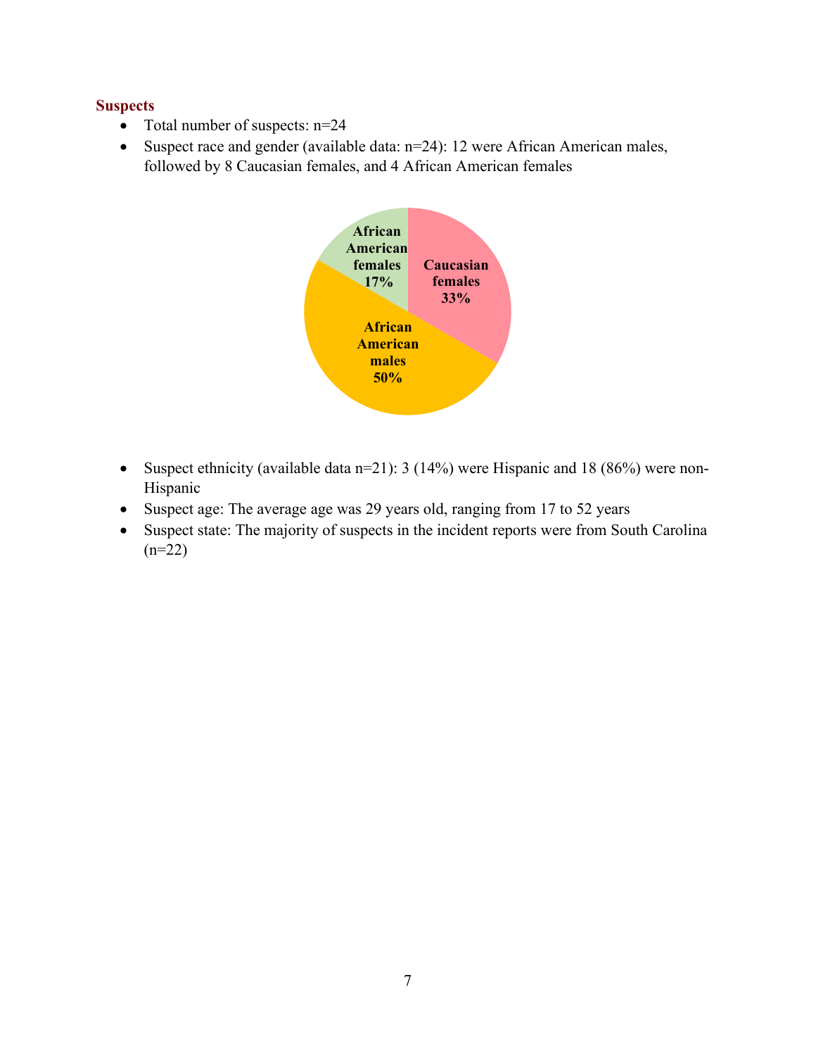### Suspects

- Total number of suspects: n=24
- Suspect race and gender (available data: n=24): 12 were African American males, followed by 8 Caucasian females, and 4 African American females

- Suspect ethnicity (available data n=21): 3 (14%) were Hispanic and 18 (86%) were non-Hispanic
- Suspect age: The average age was 29 years old, ranging from 17 to 52 years
- Suspect state: The majority of suspects in the incident reports were from South Carolina (n=22)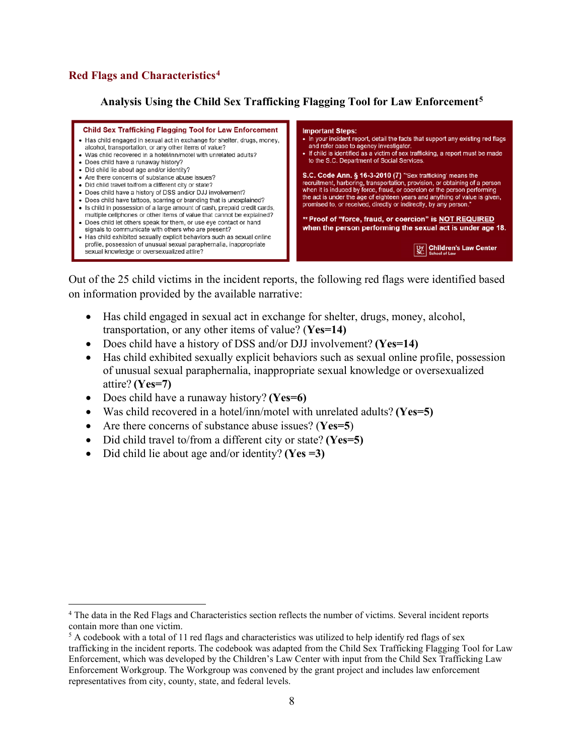## Red Flags and Characteristics[4]

### Analysis Using the Child Sex Trafficking Flagging Tool for Law Enforcement[5]

**Child Sex Trafficking Flagging Tool for Law Enforcement**

- Has child engaged in sexual act in exchange for shelter, drugs, money, alcohol, transportation, or any other items of value?
- Was child recovered in a hotel/inn/motel with unrelated adults?
- Does child have a runaway history?
- Did child lie about age and/or identity?
- Are there concerns of substance abuse issues?
- Did child travel to/from a different city or state?
- Does child have a history of DSS and/or DJJ involvement?
- Does child have tattoos, scarring or branding that is unexplained?
- Is child in possession of a large amount of cash, prepaid credit cards, multiple cellphones or other items of value that cannot be explained?
- Does child let others speak for them, or use eye contact or hand signals to communicate with others who are present?
- Has child exhibited sexually explicit behaviors such as sexual online profile, possession of unusual sexual paraphernalia, inappropriate sexual knowledge or oversexualized attire?

**Important Steps:**

- In your incident report, detail the facts that support any existing red flags and refer case to agency investigator.
- If child is identified as a victim of sex trafficking, a report must be made to the S.C. Department of Social Services.

**S.C. Code Ann. § 16-3-2010 (7)** "'Sex trafficking' means the recruitment, harboring, transportation, provision, or obtaining of a person when it is induced by force, fraud, or coercion or the person performing the act is under the age of eighteen years and anything of value is given, promised to, or received, directly or indirectly, by any person."

**\*\* Proof of "force, fraud, or coercion" is NOT REQUIRED when the person performing the sexual act is under age 18.**

Children's Law Center, School of Law

Out of the 25 child victims in the incident reports, the following red flags were identified based on information provided by the available narrative:

- Has child engaged in sexual act in exchange for shelter, drugs, money, alcohol, transportation, or any other items of value? (**Yes=14)**
- Does child have a history of DSS and/or DJJ involvement? **(Yes=14)**
- Has child exhibited sexually explicit behaviors such as sexual online profile, possession of unusual sexual paraphernalia, inappropriate sexual knowledge or oversexualized attire? **(Yes=7)**
- Does child have a runaway history? **(Yes=6)**
- Was child recovered in a hotel/inn/motel with unrelated adults? **(Yes=5)**
- Are there concerns of substance abuse issues? (**Yes=5**)
- Did child travel to/from a different city or state? **(Yes=5)**
- Did child lie about age and/or identity? **(Yes =3)**

[4] The data in the Red Flags and Characteristics section reflects the number of victims. Several incident reports contain more than one victim.

[5] A codebook with a total of 11 red flags and characteristics was utilized to help identify red flags of sex trafficking in the incident reports. The codebook was adapted from the Child Sex Trafficking Flagging Tool for Law Enforcement, which was developed by the Children's Law Center with input from the Child Sex Trafficking Law Enforcement Workgroup. The Workgroup was convened by the grant project and includes law enforcement representatives from city, county, state, and federal levels.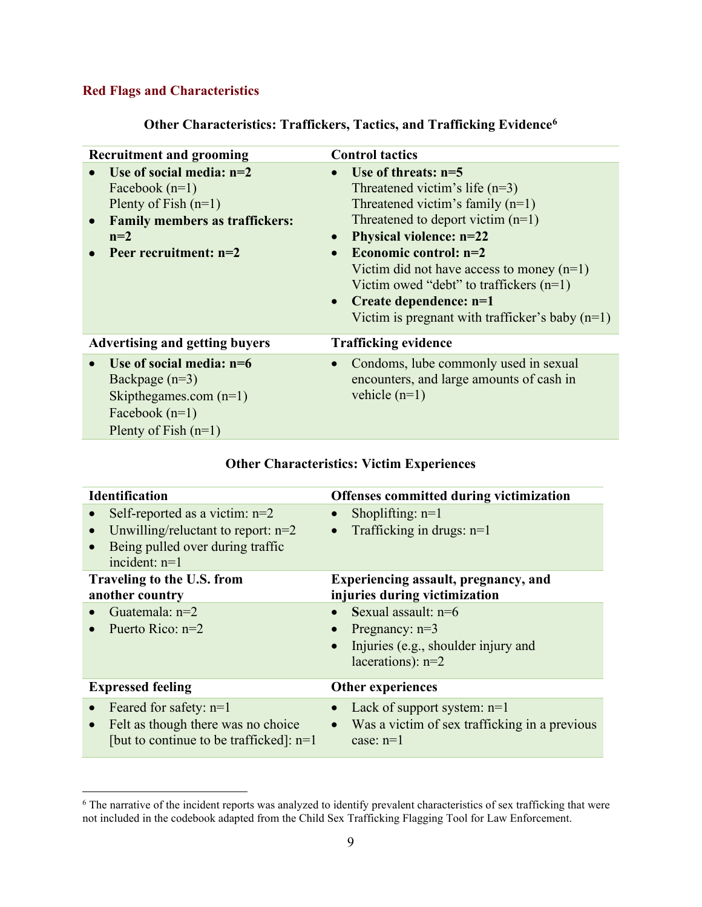## Red Flags and Characteristics

### Other Characteristics: Traffickers, Tactics, and Trafficking Evidence[6]

| Recruitment and grooming | Control tactics |
|---|---|
| • **Use of social media: n=2**<br>Facebook (n=1)<br>Plenty of Fish (n=1)<br>• **Family members as traffickers: n=2**<br>• **Peer recruitment: n=2** | • **Use of threats: n=5**<br>Threatened victim's life (n=3)<br>Threatened victim's family (n=1)<br>Threatened to deport victim (n=1)<br>• **Physical violence: n=22**<br>• **Economic control: n=2**<br>Victim did not have access to money (n=1)<br>Victim owed "debt" to traffickers (n=1)<br>• **Create dependence: n=1**<br>Victim is pregnant with trafficker's baby (n=1) |
| **Advertising and getting buyers** | **Trafficking evidence** |
| • **Use of social media: n=6**<br>Backpage (n=3)<br>Skipthegames.com (n=1)<br>Facebook (n=1)<br>Plenty of Fish (n=1) | • Condoms, lube commonly used in sexual encounters, and large amounts of cash in vehicle (n=1) |

### Other Characteristics: Victim Experiences

| Identification | Offenses committed during victimization |
|---|---|
| • Self-reported as a victim: n=2<br>• Unwilling/reluctant to report: n=2<br>• Being pulled over during traffic incident: n=1 | • Shoplifting: n=1<br>• Trafficking in drugs: n=1 |
| **Traveling to the U.S. from another country** | **Experiencing assault, pregnancy, and injuries during victimization** |
| • Guatemala: n=2<br>• Puerto Rico: n=2 | • Sexual assault: n=6<br>• Pregnancy: n=3<br>• Injuries (e.g., shoulder injury and lacerations): n=2 |
| **Expressed feeling** | **Other experiences** |
| • Feared for safety: n=1<br>• Felt as though there was no choice [but to continue to be trafficked]: n=1 | • Lack of support system: n=1<br>• Was a victim of sex trafficking in a previous case: n=1 |

[6] The narrative of the incident reports was analyzed to identify prevalent characteristics of sex trafficking that were not included in the codebook adapted from the Child Sex Trafficking Flagging Tool for Law Enforcement.